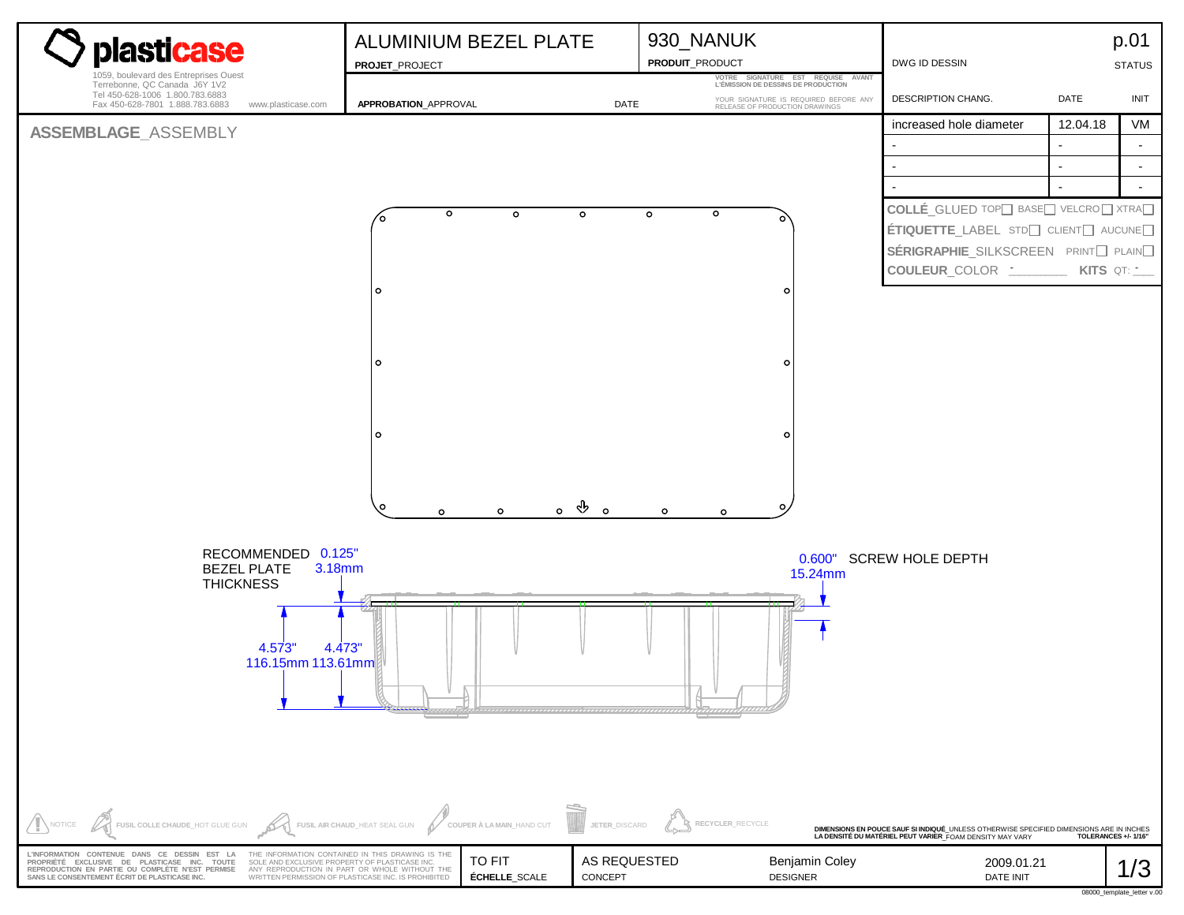# plasticase

1059, boulevard des Entreprises Ouest
Terrebonne, QC Canada J6Y 1V2
Tel 450-628-1006 1.800.783.6883
Fax 450-628-7801 1.888.783.6883
www.plasticase.com

**ALUMINIUM BEZEL PLATE**
**PROJET**_PROJECT

**930_NANUK**
**PRODUIT**_PRODUCT

**APPROBATION**_APPROVAL | DATE

VOTRE SIGNATURE EST REQUISE AVANT L'ÉMISSION DE DESSINS DE PRODUCTION
YOUR SIGNATURE IS REQUIRED BEFORE ANY RELEASE OF PRODUCTION DRAWINGS

DWG ID DESSIN | p.01 | STATUS

| DESCRIPTION CHANG. | DATE | INIT |
|---|---|---|
| increased hole diameter | 12.04.18 | VM |
| - | - | - |
| - | - | - |
| - | - | - |

**COLLÉ**_GLUED TOP☐ BASE☐ VELCRO☐ XTRA☐
**ÉTIQUETTE**_LABEL STD☐ CLIENT☐ AUCUNE☐
**SÉRIGRAPHIE**_SILKSCREEN PRINT☐ PLAIN☐
**COULEUR**_COLOR - **KITS** QT: -

## ASSEMBLAGE_ASSEMBLY

RECOMMENDED BEZEL PLATE THICKNESS 0.125" 3.18mm

0.600" 15.24mm SCREW HOLE DEPTH

4.573" 116.15mm

4.473" 113.61mm

NOTICE | FUSIL COLLE CHAUDE_HOT GLUE GUN | FUSIL AIR CHAUD_HEAT SEAL GUN | COUPER À LA MAIN_HAND CUT | JETER_DISCARD | RECYCLER_RECYCLE

**DIMENSIONS EN POUCE SAUF SI INDIQUÉ**_UNLESS OTHERWISE SPECIFIED DIMENSIONS ARE IN INCHES
**LA DENSITÉ DU MATÉRIEL PEUT VARIER**_FOAM DENSITY MAY VARY **TOLERANCES +/- 1/16"**

**L'INFORMATION CONTENUE DANS CE DESSIN EST LA PROPRIÉTÉ EXCLUSIVE DE PLASTICASE INC. TOUTE REPRODUCTION EN PARTIE OU COMPLÈTE N'EST PERMISE SANS LE CONSENTEMENT ÉCRIT DE PLASTICASE INC.**

THE INFORMATION CONTAINED IN THIS DRAWING IS THE SOLE AND EXCLUSIVE PROPERTY OF PLASTICASE INC. ANY REPRODUCTION IN PART OR WHOLE WITHOUT THE WRITTEN PERMISSION OF PLASTICASE INC. IS PROHIBITED

| TO FIT | AS REQUESTED | Benjamin Coley | 2009.01.21 |
|---|---|---|---|
| **ÉCHELLE**_SCALE | CONCEPT | DESIGNER | DATE INIT |

08000_template_letter v.00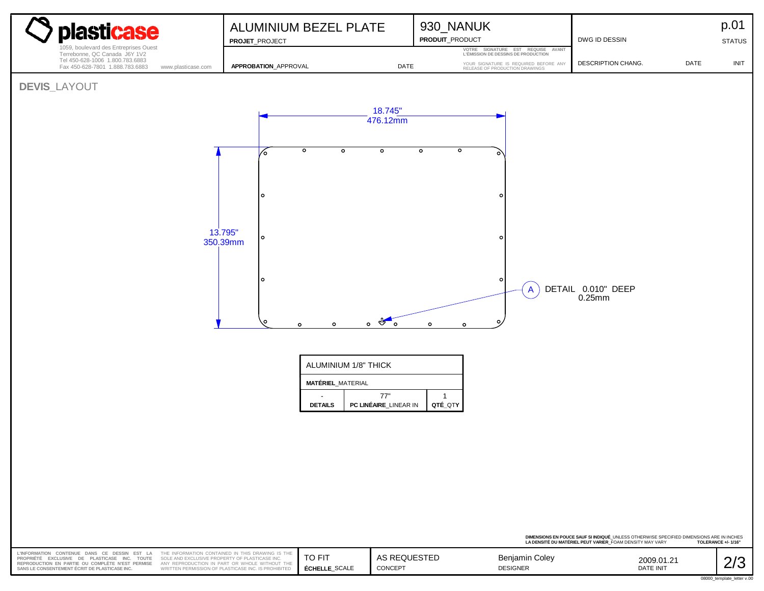**plasticase**

1059, boulevard des Entreprises Ouest
Terrebonne, QC Canada J6Y 1V2
Tel 450-628-1006 1.800.783.6883
Fax 450-628-7801 1.888.783.6883 www.plasticase.com

| ALUMINIUM BEZEL PLATE | 930_NANUK | DWG ID DESSIN | p.01 |
|---|---|---|---|
| **PROJET**_PROJECT | **PRODUIT**_PRODUCT | | STATUS |
| **APPROBATION**_APPROVAL | DATE | DESCRIPTION CHANG. | DATE / INIT |

VOTRE SIGNATURE EST REQUISE AVANT L'ÉMISSION DE DESSINS DE PRODUCTION
YOUR SIGNATURE IS REQUIRED BEFORE ANY RELEASE OF PRODUCTION DRAWINGS

## DEVIS_LAYOUT

18.745"
476.12mm

13.795"
350.39mm

A DETAIL 0.010" DEEP
0.25mm

| ALUMINIUM 1/8" THICK | | |
|---|---|---|
| **MATÉRIEL**_MATERIAL | | |
| - | 77" | 1 |
| **DETAILS** | **PC LINÉAIRE**_LINEAR IN | **QTÉ**_QTY |

**DIMENSIONS EN POUCE SAUF SI INDIQUÉ**_UNLESS OTHERWISE SPECIFIED DIMENSIONS ARE IN INCHES
**LA DENSITÉ DU MATÉRIEL PEUT VARIER**_FOAM DENSITY MAY VARY **TOLERANCE +/- 1/16"**

**L'INFORMATION CONTENUE DANS CE DESSIN EST LA PROPRIÉTÉ EXCLUSIVE DE PLASTICASE INC. TOUTE REPRODUCTION EN PARTIE OU COMPLÈTE N'EST PERMISE SANS LE CONSENTEMENT ÉCRIT DE PLASTICASE INC.**

THE INFORMATION CONTAINED IN THIS DRAWING IS THE SOLE AND EXCLUSIVE PROPERTY OF PLASTICASE INC. ANY REPRODUCTION IN PART OR WHOLE WITHOUT THE WRITTEN PERMISSION OF PLASTICASE INC. IS PROHIBITED

| TO FIT | AS REQUESTED | Benjamin Coley | 2009.01.21 |
|---|---|---|---|
| **ÉCHELLE**_SCALE | CONCEPT | DESIGNER | DATE INIT |

08000_template_letter v.00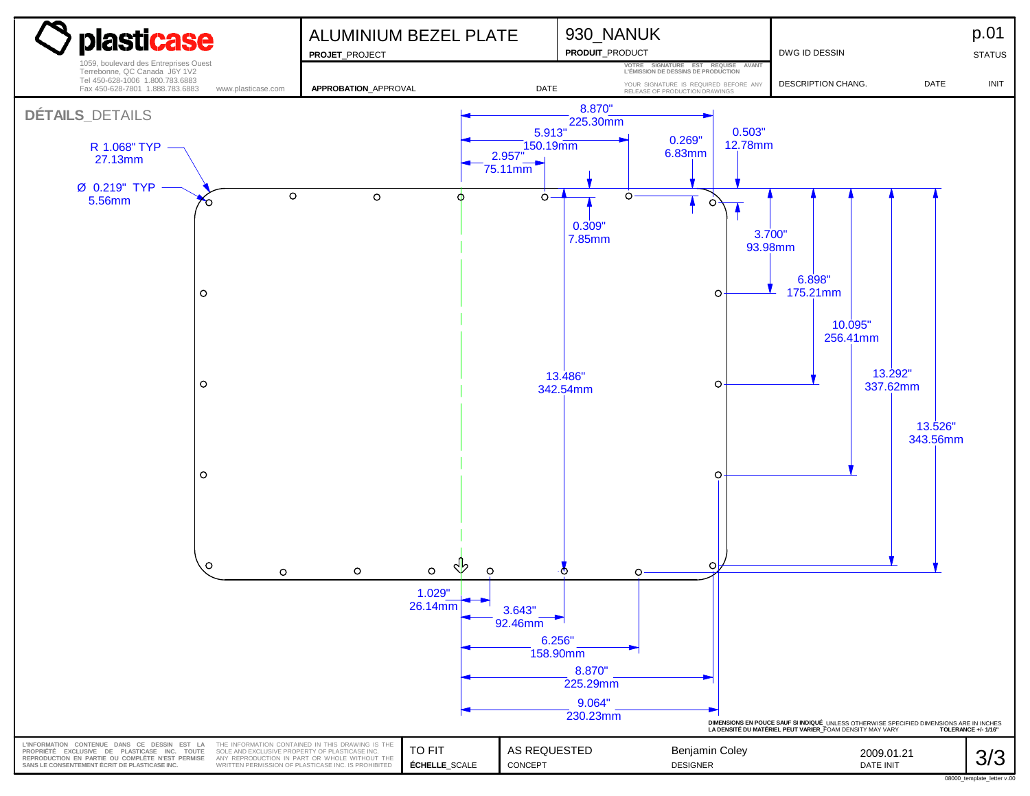# plasticase

1059, boulevard des Entreprises Ouest
Terrebonne, QC Canada J6Y 1V2
Tel 450-628-1006 1.800.783.6883
Fax 450-628-7801 1.888.783.6883 www.plasticase.com

ALUMINIUM BEZEL PLATE
**PROJET**_PROJECT

930_NANUK
**PRODUIT**_PRODUCT

**APPROBATION**_APPROVAL DATE

VOTRE SIGNATURE EST REQUISE AVANT L'ÉMISSION DE DESSINS DE PRODUCTION
YOUR SIGNATURE IS REQUIRED BEFORE ANY RELEASE OF PRODUCTION DRAWINGS

DWG ID DESSIN p.01 STATUS

DESCRIPTION CHANG. DATE INIT

## DÉTAILS_DETAILS

R 1.068" TYP
27.13mm

Ø 0.219" TYP
5.56mm

8.870"
225.30mm

5.913"
150.19mm

2.957"
75.11mm

0.269"
6.83mm

0.503"
12.78mm

0.309"
7.85mm

3.700"
93.98mm

6.898"
175.21mm

10.095"
256.41mm

13.486"
342.54mm

13.292"
337.62mm

13.526"
343.56mm

1.029"
26.14mm

3.643"
92.46mm

6.256"
158.90mm

8.870"
225.29mm

9.064"
230.23mm

**DIMENSIONS EN POUCE SAUF SI INDIQUÉ**_UNLESS OTHERWISE SPECIFIED DIMENSIONS ARE IN INCHES
**LA DENSITÉ DU MATÉRIEL PEUT VARIER**_FOAM DENSITY MAY VARY **TOLERANCE +/- 1/16"**

**L'INFORMATION CONTENUE DANS CE DESSIN EST LA PROPRIÉTÉ EXCLUSIVE DE PLASTICASE INC. TOUTE REPRODUCTION EN PARTIE OU COMPLÈTE N'EST PERMISE SANS LE CONSENTEMENT ÉCRIT DE PLASTICASE INC.**

THE INFORMATION CONTAINED IN THIS DRAWING IS THE SOLE AND EXCLUSIVE PROPERTY OF PLASTICASE INC. ANY REPRODUCTION IN PART OR WHOLE WITHOUT THE WRITTEN PERMISSION OF PLASTICASE INC. IS PROHIBITED

| | | | | |
|---|---|---|---|---|
| TO FIT | AS REQUESTED | Benjamin Coley | 2009.01.21 | 3/3 |
| **ÉCHELLE**_SCALE | CONCEPT | DESIGNER | DATE INIT | |

08000_template_letter v.00